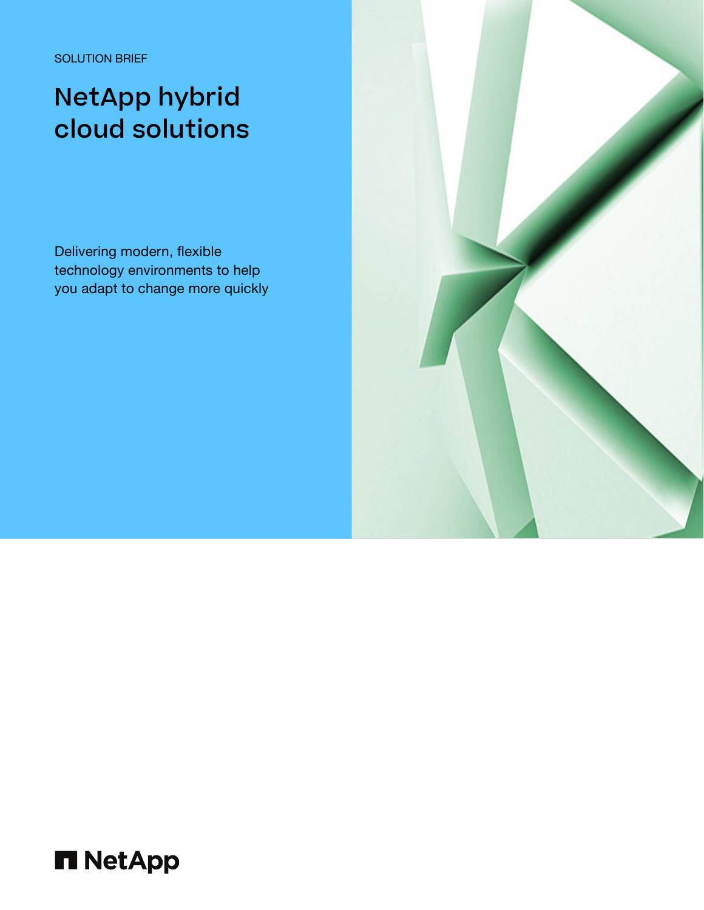SOLUTION BRIEF

# NetApp hybrid cloud solutions

Delivering modern, flexible technology environments to help you adapt to change more quickly

NetApp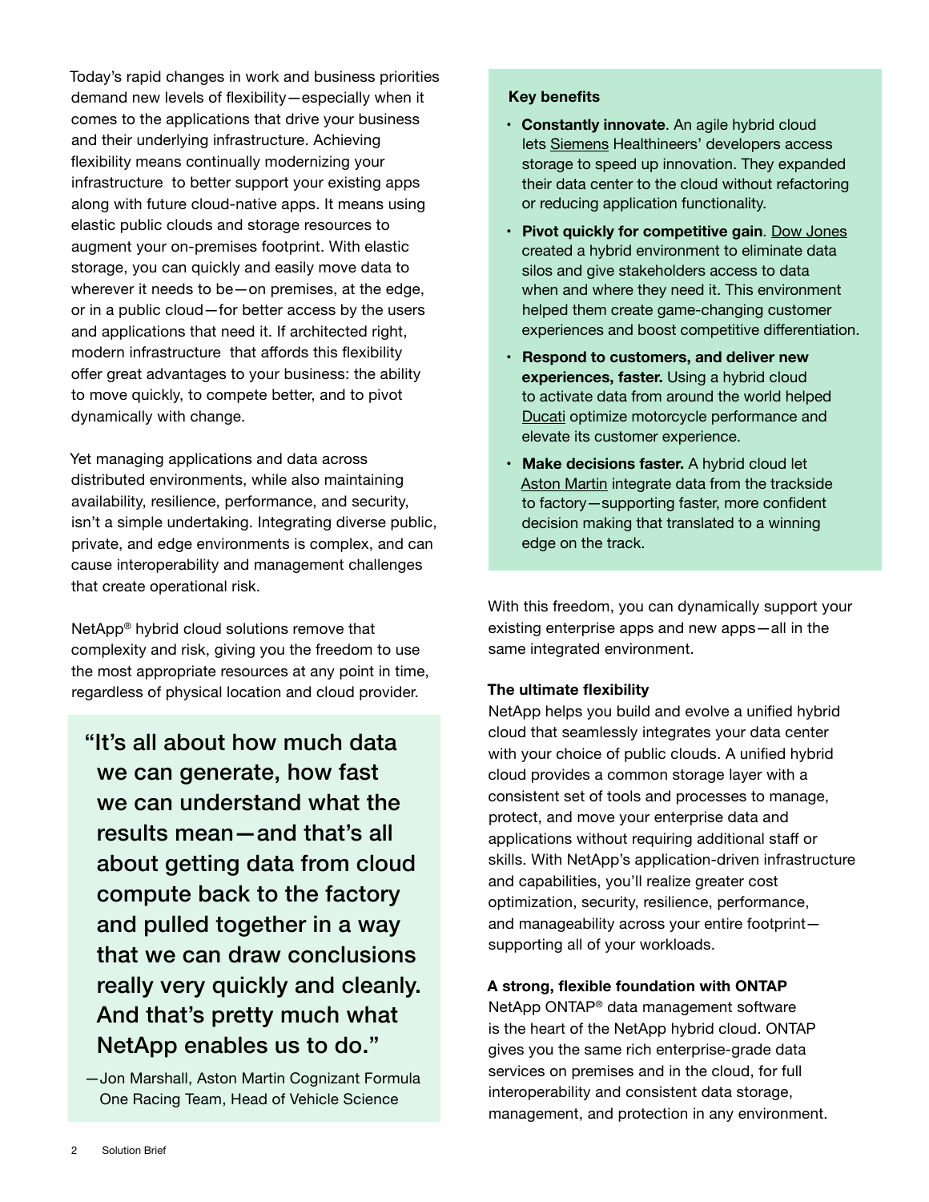Today's rapid changes in work and business priorities demand new levels of flexibility—especially when it comes to the applications that drive your business and their underlying infrastructure. Achieving flexibility means continually modernizing your infrastructure to better support your existing apps along with future cloud-native apps. It means using elastic public clouds and storage resources to augment your on-premises footprint. With elastic storage, you can quickly and easily move data to wherever it needs to be—on premises, at the edge, or in a public cloud—for better access by the users and applications that need it. If architected right, modern infrastructure that affords this flexibility offer great advantages to your business: the ability to move quickly, to compete better, and to pivot dynamically with change.

Yet managing applications and data across distributed environments, while also maintaining availability, resilience, performance, and security, isn't a simple undertaking. Integrating diverse public, private, and edge environments is complex, and can cause interoperability and management challenges that create operational risk.

NetApp® hybrid cloud solutions remove that complexity and risk, giving you the freedom to use the most appropriate resources at any point in time, regardless of physical location and cloud provider.

> "It's all about how much data we can generate, how fast we can understand what the results mean—and that's all about getting data from cloud compute back to the factory and pulled together in a way that we can draw conclusions really very quickly and cleanly. And that's pretty much what NetApp enables us to do."
>
> —Jon Marshall, Aston Martin Cognizant Formula One Racing Team, Head of Vehicle Science

**Key benefits**

- **Constantly innovate**. An agile hybrid cloud lets Siemens Healthineers' developers access storage to speed up innovation. They expanded their data center to the cloud without refactoring or reducing application functionality.
- **Pivot quickly for competitive gain**. Dow Jones created a hybrid environment to eliminate data silos and give stakeholders access to data when and where they need it. This environment helped them create game-changing customer experiences and boost competitive differentiation.
- **Respond to customers, and deliver new experiences, faster.** Using a hybrid cloud to activate data from around the world helped Ducati optimize motorcycle performance and elevate its customer experience.
- **Make decisions faster.** A hybrid cloud let Aston Martin integrate data from the trackside to factory—supporting faster, more confident decision making that translated to a winning edge on the track.

With this freedom, you can dynamically support your existing enterprise apps and new apps—all in the same integrated environment.

### The ultimate flexibility

NetApp helps you build and evolve a unified hybrid cloud that seamlessly integrates your data center with your choice of public clouds. A unified hybrid cloud provides a common storage layer with a consistent set of tools and processes to manage, protect, and move your enterprise data and applications without requiring additional staff or skills. With NetApp's application-driven infrastructure and capabilities, you'll realize greater cost optimization, security, resilience, performance, and manageability across your entire footprint—supporting all of your workloads.

### A strong, flexible foundation with ONTAP

NetApp ONTAP® data management software is the heart of the NetApp hybrid cloud. ONTAP gives you the same rich enterprise-grade data services on premises and in the cloud, for full interoperability and consistent data storage, management, and protection in any environment.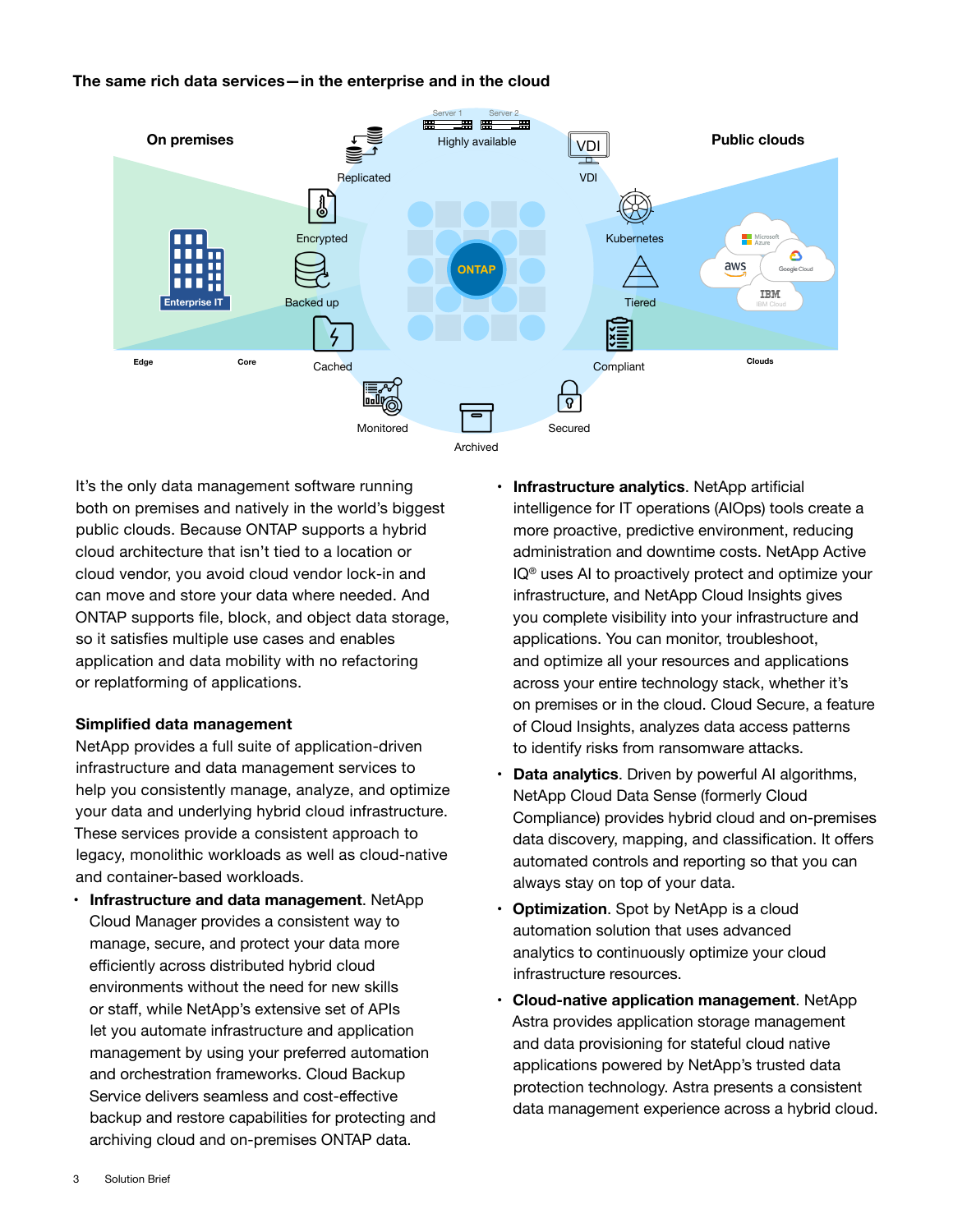**The same rich data services—in the enterprise and in the cloud**

It's the only data management software running both on premises and natively in the world's biggest public clouds. Because ONTAP supports a hybrid cloud architecture that isn't tied to a location or cloud vendor, you avoid cloud vendor lock-in and can move and store your data where needed. And ONTAP supports file, block, and object data storage, so it satisfies multiple use cases and enables application and data mobility with no refactoring or replatforming of applications.

### Simplified data management

NetApp provides a full suite of application-driven infrastructure and data management services to help you consistently manage, analyze, and optimize your data and underlying hybrid cloud infrastructure. These services provide a consistent approach to legacy, monolithic workloads as well as cloud-native and container-based workloads.

- **Infrastructure and data management**. NetApp Cloud Manager provides a consistent way to manage, secure, and protect your data more efficiently across distributed hybrid cloud environments without the need for new skills or staff, while NetApp's extensive set of APIs let you automate infrastructure and application management by using your preferred automation and orchestration frameworks. Cloud Backup Service delivers seamless and cost-effective backup and restore capabilities for protecting and archiving cloud and on-premises ONTAP data.
- **Infrastructure analytics**. NetApp artificial intelligence for IT operations (AIOps) tools create a more proactive, predictive environment, reducing administration and downtime costs. NetApp Active IQ® uses AI to proactively protect and optimize your infrastructure, and NetApp Cloud Insights gives you complete visibility into your infrastructure and applications. You can monitor, troubleshoot, and optimize all your resources and applications across your entire technology stack, whether it's on premises or in the cloud. Cloud Secure, a feature of Cloud Insights, analyzes data access patterns to identify risks from ransomware attacks.
- **Data analytics**. Driven by powerful AI algorithms, NetApp Cloud Data Sense (formerly Cloud Compliance) provides hybrid cloud and on-premises data discovery, mapping, and classification. It offers automated controls and reporting so that you can always stay on top of your data.
- **Optimization**. Spot by NetApp is a cloud automation solution that uses advanced analytics to continuously optimize your cloud infrastructure resources.
- **Cloud-native application management**. NetApp Astra provides application storage management and data provisioning for stateful cloud native applications powered by NetApp's trusted data protection technology. Astra presents a consistent data management experience across a hybrid cloud.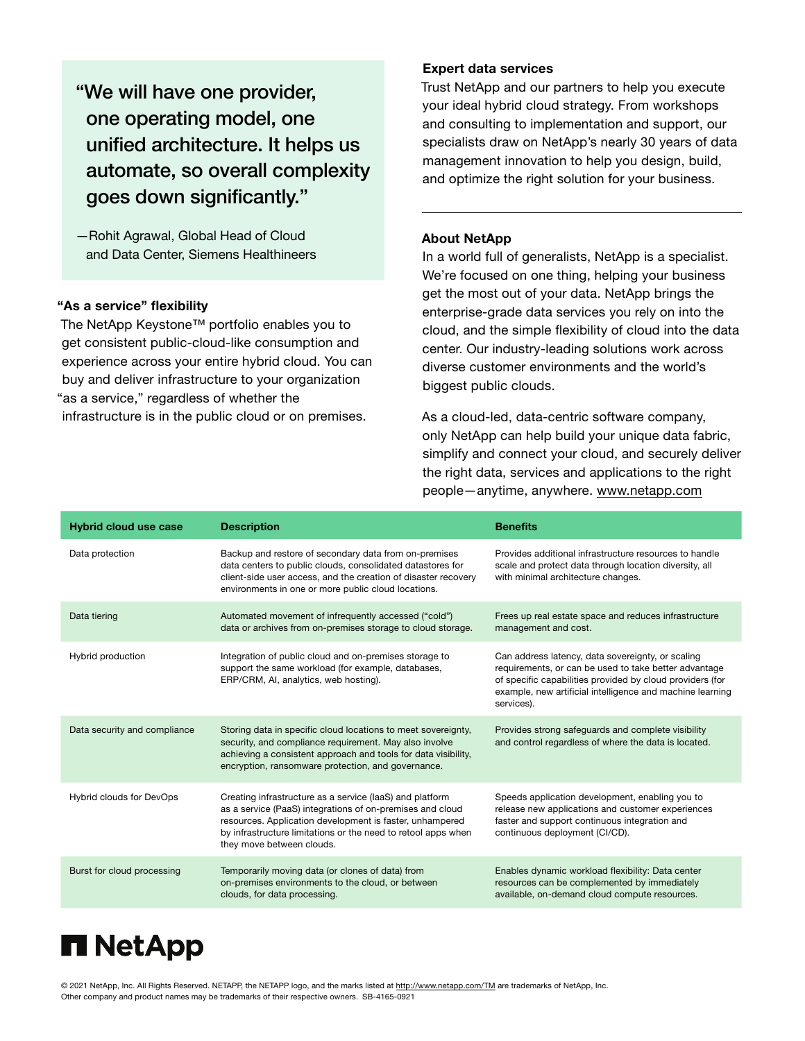> "We will have one provider, one operating model, one unified architecture. It helps us automate, so overall complexity goes down significantly."
>
> —Rohit Agrawal, Global Head of Cloud and Data Center, Siemens Healthineers

### "As a service" flexibility

The NetApp Keystone™ portfolio enables you to get consistent public-cloud-like consumption and experience across your entire hybrid cloud. You can buy and deliver infrastructure to your organization "as a service," regardless of whether the infrastructure is in the public cloud or on premises.

### Expert data services

Trust NetApp and our partners to help you execute your ideal hybrid cloud strategy. From workshops and consulting to implementation and support, our specialists draw on NetApp's nearly 30 years of data management innovation to help you design, build, and optimize the right solution for your business.

---

### About NetApp

In a world full of generalists, NetApp is a specialist. We're focused on one thing, helping your business get the most out of your data. NetApp brings the enterprise-grade data services you rely on into the cloud, and the simple flexibility of cloud into the data center. Our industry-leading solutions work across diverse customer environments and the world's biggest public clouds.

As a cloud-led, data-centric software company, only NetApp can help build your unique data fabric, simplify and connect your cloud, and securely deliver the right data, services and applications to the right people—anytime, anywhere. www.netapp.com

| Hybrid cloud use case | Description | Benefits |
| --- | --- | --- |
| Data protection | Backup and restore of secondary data from on-premises data centers to public clouds, consolidated datastores for client-side user access, and the creation of disaster recovery environments in one or more public cloud locations. | Provides additional infrastructure resources to handle scale and protect data through location diversity, all with minimal architecture changes. |
| Data tiering | Automated movement of infrequently accessed ("cold") data or archives from on-premises storage to cloud storage. | Frees up real estate space and reduces infrastructure management and cost. |
| Hybrid production | Integration of public cloud and on-premises storage to support the same workload (for example, databases, ERP/CRM, AI, analytics, web hosting). | Can address latency, data sovereignty, or scaling requirements, or can be used to take better advantage of specific capabilities provided by cloud providers (for example, new artificial intelligence and machine learning services). |
| Data security and compliance | Storing data in specific cloud locations to meet sovereignty, security, and compliance requirement. May also involve achieving a consistent approach and tools for data visibility, encryption, ransomware protection, and governance. | Provides strong safeguards and complete visibility and control regardless of where the data is located. |
| Hybrid clouds for DevOps | Creating infrastructure as a service (IaaS) and platform as a service (PaaS) integrations of on-premises and cloud resources. Application development is faster, unhampered by infrastructure limitations or the need to retool apps when they move between clouds. | Speeds application development, enabling you to release new applications and customer experiences faster and support continuous integration and continuous deployment (CI/CD). |
| Burst for cloud processing | Temporarily moving data (or clones of data) from on-premises environments to the cloud, or between clouds, for data processing. | Enables dynamic workload flexibility: Data center resources can be complemented by immediately available, on-demand cloud compute resources. |

NetApp

© 2021 NetApp, Inc. All Rights Reserved. NETAPP, the NETAPP logo, and the marks listed at http://www.netapp.com/TM are trademarks of NetApp, Inc. Other company and product names may be trademarks of their respective owners. SB-4165-0921